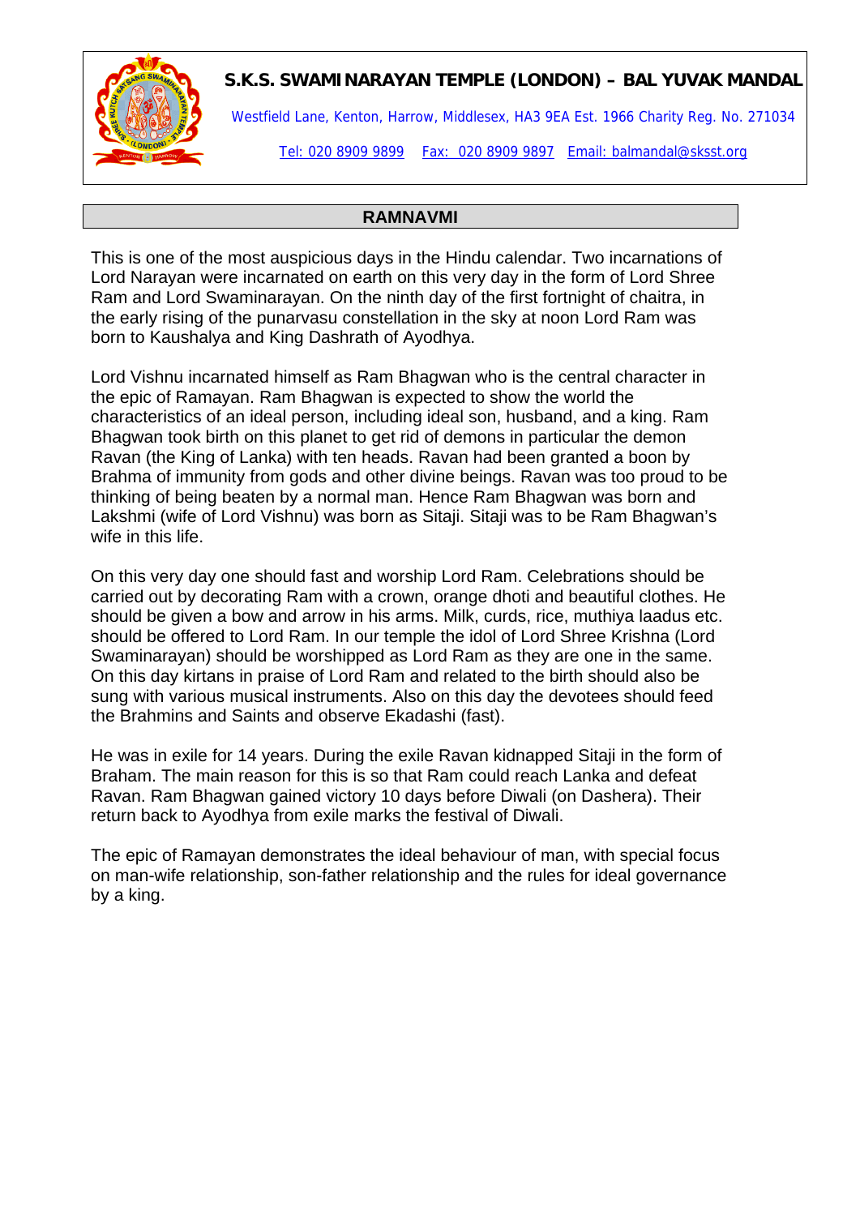**S.K.S. SWAMINARAYAN TEMPLE (LONDON) – BAL YUVAK MANDAL**

Westfield Lane, Kenton, Harrow, Middlesex, HA3 9EA Est. 1966 Charity Reg. No. 271034

Tel: 020 8909 9899 Fax: 020 8909 9897 Email: balmandal@sksst.org

## RAMNAVMI

This is one of the most auspicious days in the Hindu calendar. Two incarnations of Lord Narayan were incarnated on earth on this very day in the form of Lord Shree Ram and Lord Swaminarayan. On the ninth day of the first fortnight of chaitra, in the early rising of the punarvasu constellation in the sky at noon Lord Ram was born to Kaushalya and King Dashrath of Ayodhya.

Lord Vishnu incarnated himself as Ram Bhagwan who is the central character in the epic of Ramayan. Ram Bhagwan is expected to show the world the characteristics of an ideal person, including ideal son, husband, and a king. Ram Bhagwan took birth on this planet to get rid of demons in particular the demon Ravan (the King of Lanka) with ten heads. Ravan had been granted a boon by Brahma of immunity from gods and other divine beings. Ravan was too proud to be thinking of being beaten by a normal man. Hence Ram Bhagwan was born and Lakshmi (wife of Lord Vishnu) was born as Sitaji. Sitaji was to be Ram Bhagwan's wife in this life.

On this very day one should fast and worship Lord Ram. Celebrations should be carried out by decorating Ram with a crown, orange dhoti and beautiful clothes. He should be given a bow and arrow in his arms. Milk, curds, rice, muthiya laadus etc. should be offered to Lord Ram. In our temple the idol of Lord Shree Krishna (Lord Swaminarayan) should be worshipped as Lord Ram as they are one in the same. On this day kirtans in praise of Lord Ram and related to the birth should also be sung with various musical instruments. Also on this day the devotees should feed the Brahmins and Saints and observe Ekadashi (fast).

He was in exile for 14 years. During the exile Ravan kidnapped Sitaji in the form of Braham. The main reason for this is so that Ram could reach Lanka and defeat Ravan. Ram Bhagwan gained victory 10 days before Diwali (on Dashera). Their return back to Ayodhya from exile marks the festival of Diwali.

The epic of Ramayan demonstrates the ideal behaviour of man, with special focus on man-wife relationship, son-father relationship and the rules for ideal governance by a king.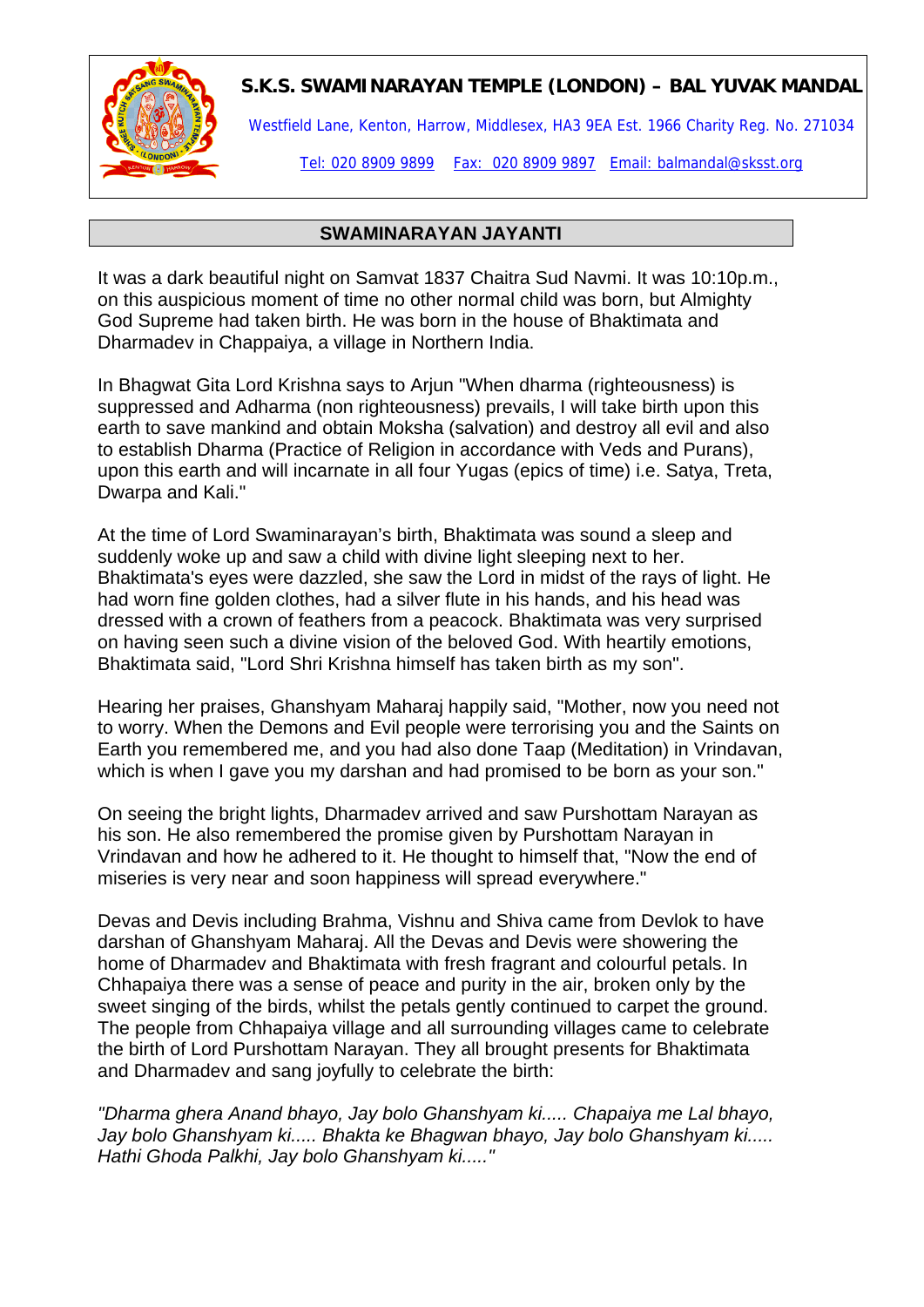**S.K.S. SWAMINARAYAN TEMPLE (LONDON) – BAL YUVAK MANDAL**

Westfield Lane, Kenton, Harrow, Middlesex, HA3 9EA Est. 1966 Charity Reg. No. 271034

Tel: 020 8909 9899 Fax: 020 8909 9897 Email: balmandal@sksst.org

## SWAMINARAYAN JAYANTI

It was a dark beautiful night on Samvat 1837 Chaitra Sud Navmi. It was 10:10p.m., on this auspicious moment of time no other normal child was born, but Almighty God Supreme had taken birth. He was born in the house of Bhaktimata and Dharmadev in Chappaiya, a village in Northern India.

In Bhagwat Gita Lord Krishna says to Arjun "When dharma (righteousness) is suppressed and Adharma (non righteousness) prevails, I will take birth upon this earth to save mankind and obtain Moksha (salvation) and destroy all evil and also to establish Dharma (Practice of Religion in accordance with Veds and Purans), upon this earth and will incarnate in all four Yugas (epics of time) i.e. Satya, Treta, Dwarpa and Kali."

At the time of Lord Swaminarayan's birth, Bhaktimata was sound a sleep and suddenly woke up and saw a child with divine light sleeping next to her. Bhaktimata's eyes were dazzled, she saw the Lord in midst of the rays of light. He had worn fine golden clothes, had a silver flute in his hands, and his head was dressed with a crown of feathers from a peacock. Bhaktimata was very surprised on having seen such a divine vision of the beloved God. With heartily emotions, Bhaktimata said, "Lord Shri Krishna himself has taken birth as my son".

Hearing her praises, Ghanshyam Maharaj happily said, "Mother, now you need not to worry. When the Demons and Evil people were terrorising you and the Saints on Earth you remembered me, and you had also done Taap (Meditation) in Vrindavan, which is when I gave you my darshan and had promised to be born as your son."

On seeing the bright lights, Dharmadev arrived and saw Purshottam Narayan as his son. He also remembered the promise given by Purshottam Narayan in Vrindavan and how he adhered to it. He thought to himself that, "Now the end of miseries is very near and soon happiness will spread everywhere."

Devas and Devis including Brahma, Vishnu and Shiva came from Devlok to have darshan of Ghanshyam Maharaj. All the Devas and Devis were showering the home of Dharmadev and Bhaktimata with fresh fragrant and colourful petals. In Chhapaiya there was a sense of peace and purity in the air, broken only by the sweet singing of the birds, whilst the petals gently continued to carpet the ground. The people from Chhapaiya village and all surrounding villages came to celebrate the birth of Lord Purshottam Narayan. They all brought presents for Bhaktimata and Dharmadev and sang joyfully to celebrate the birth:

*"Dharma ghera Anand bhayo, Jay bolo Ghanshyam ki..... Chapaiya me Lal bhayo, Jay bolo Ghanshyam ki..... Bhakta ke Bhagwan bhayo, Jay bolo Ghanshyam ki..... Hathi Ghoda Palkhi, Jay bolo Ghanshyam ki....."*